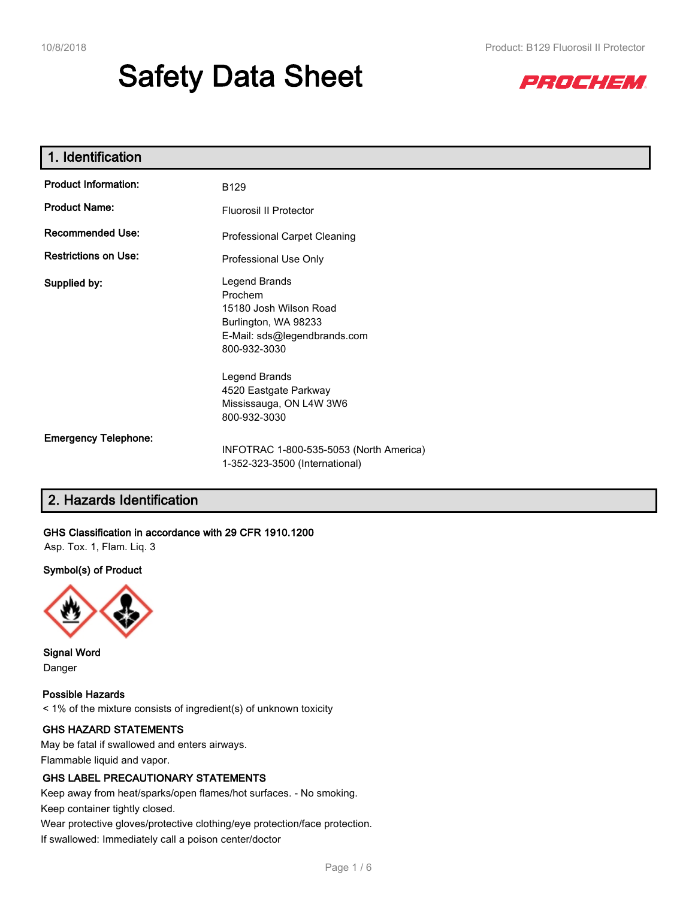# Safety Data Sheet

PROCHEM

## 1. Identification

| | |
|---|---|
| **Product Information:** | B129 |
| **Product Name:** | Fluorosil II Protector |
| **Recommended Use:** | Professional Carpet Cleaning |
| **Restrictions on Use:** | Professional Use Only |
| **Supplied by:** | Legend Brands<br>Prochem<br>15180 Josh Wilson Road<br>Burlington, WA 98233<br>E-Mail: sds@legendbrands.com<br>800-932-3030<br><br>Legend Brands<br>4520 Eastgate Parkway<br>Mississauga, ON L4W 3W6<br>800-932-3030 |
| **Emergency Telephone:** | INFOTRAC 1-800-535-5053 (North America)<br>1-352-323-3500 (International) |

## 2. Hazards Identification

**GHS Classification in accordance with 29 CFR 1910.1200**

Asp. Tox. 1, Flam. Liq. 3

**Symbol(s) of Product**

**Signal Word**

Danger

**Possible Hazards**

< 1% of the mixture consists of ingredient(s) of unknown toxicity

**GHS HAZARD STATEMENTS**

May be fatal if swallowed and enters airways.

Flammable liquid and vapor.

**GHS LABEL PRECAUTIONARY STATEMENTS**

Keep away from heat/sparks/open flames/hot surfaces. - No smoking.

Keep container tightly closed.

Wear protective gloves/protective clothing/eye protection/face protection.

If swallowed: Immediately call a poison center/doctor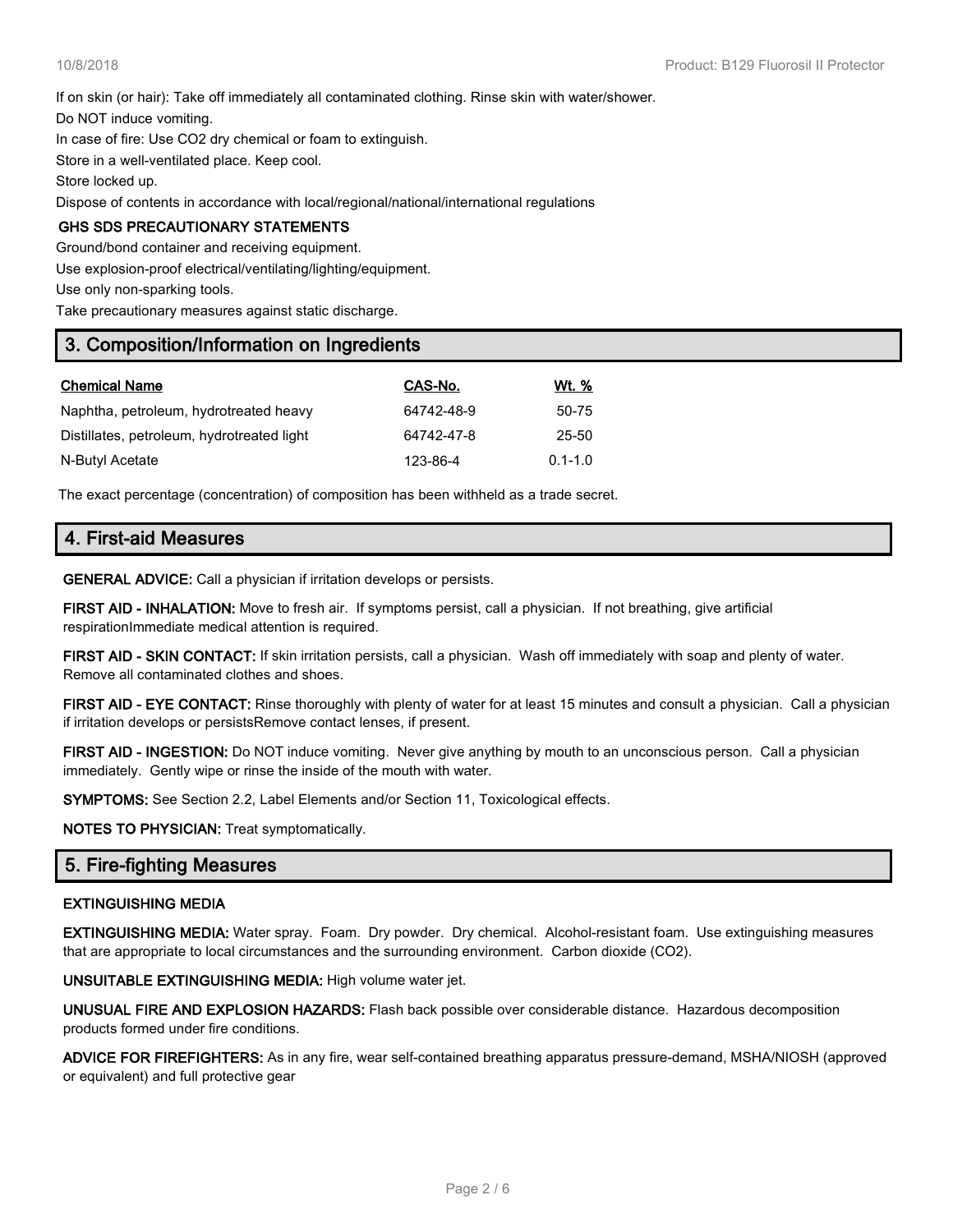If on skin (or hair): Take off immediately all contaminated clothing. Rinse skin with water/shower.

Do NOT induce vomiting.

In case of fire: Use CO2 dry chemical or foam to extinguish.

Store in a well-ventilated place. Keep cool.

Store locked up.

Dispose of contents in accordance with local/regional/national/international regulations

### GHS SDS PRECAUTIONARY STATEMENTS

Ground/bond container and receiving equipment.

Use explosion-proof electrical/ventilating/lighting/equipment.

Use only non-sparking tools.

Take precautionary measures against static discharge.

## 3. Composition/Information on Ingredients

| Chemical Name | CAS-No. | Wt. % |
|---|---|---|
| Naphtha, petroleum, hydrotreated heavy | 64742-48-9 | 50-75 |
| Distillates, petroleum, hydrotreated light | 64742-47-8 | 25-50 |
| N-Butyl Acetate | 123-86-4 | 0.1-1.0 |

The exact percentage (concentration) of composition has been withheld as a trade secret.

## 4. First-aid Measures

**GENERAL ADVICE:** Call a physician if irritation develops or persists.

**FIRST AID - INHALATION:** Move to fresh air. If symptoms persist, call a physician. If not breathing, give artificial respirationImmediate medical attention is required.

**FIRST AID - SKIN CONTACT:** If skin irritation persists, call a physician. Wash off immediately with soap and plenty of water. Remove all contaminated clothes and shoes.

**FIRST AID - EYE CONTACT:** Rinse thoroughly with plenty of water for at least 15 minutes and consult a physician. Call a physician if irritation develops or persistsRemove contact lenses, if present.

**FIRST AID - INGESTION:** Do NOT induce vomiting. Never give anything by mouth to an unconscious person. Call a physician immediately. Gently wipe or rinse the inside of the mouth with water.

**SYMPTOMS:** See Section 2.2, Label Elements and/or Section 11, Toxicological effects.

**NOTES TO PHYSICIAN:** Treat symptomatically.

## 5. Fire-fighting Measures

### EXTINGUISHING MEDIA

**EXTINGUISHING MEDIA:** Water spray. Foam. Dry powder. Dry chemical. Alcohol-resistant foam. Use extinguishing measures that are appropriate to local circumstances and the surrounding environment. Carbon dioxide ($CO_2$).

**UNSUITABLE EXTINGUISHING MEDIA:** High volume water jet.

**UNUSUAL FIRE AND EXPLOSION HAZARDS:** Flash back possible over considerable distance. Hazardous decomposition products formed under fire conditions.

**ADVICE FOR FIREFIGHTERS:** As in any fire, wear self-contained breathing apparatus pressure-demand, MSHA/NIOSH (approved or equivalent) and full protective gear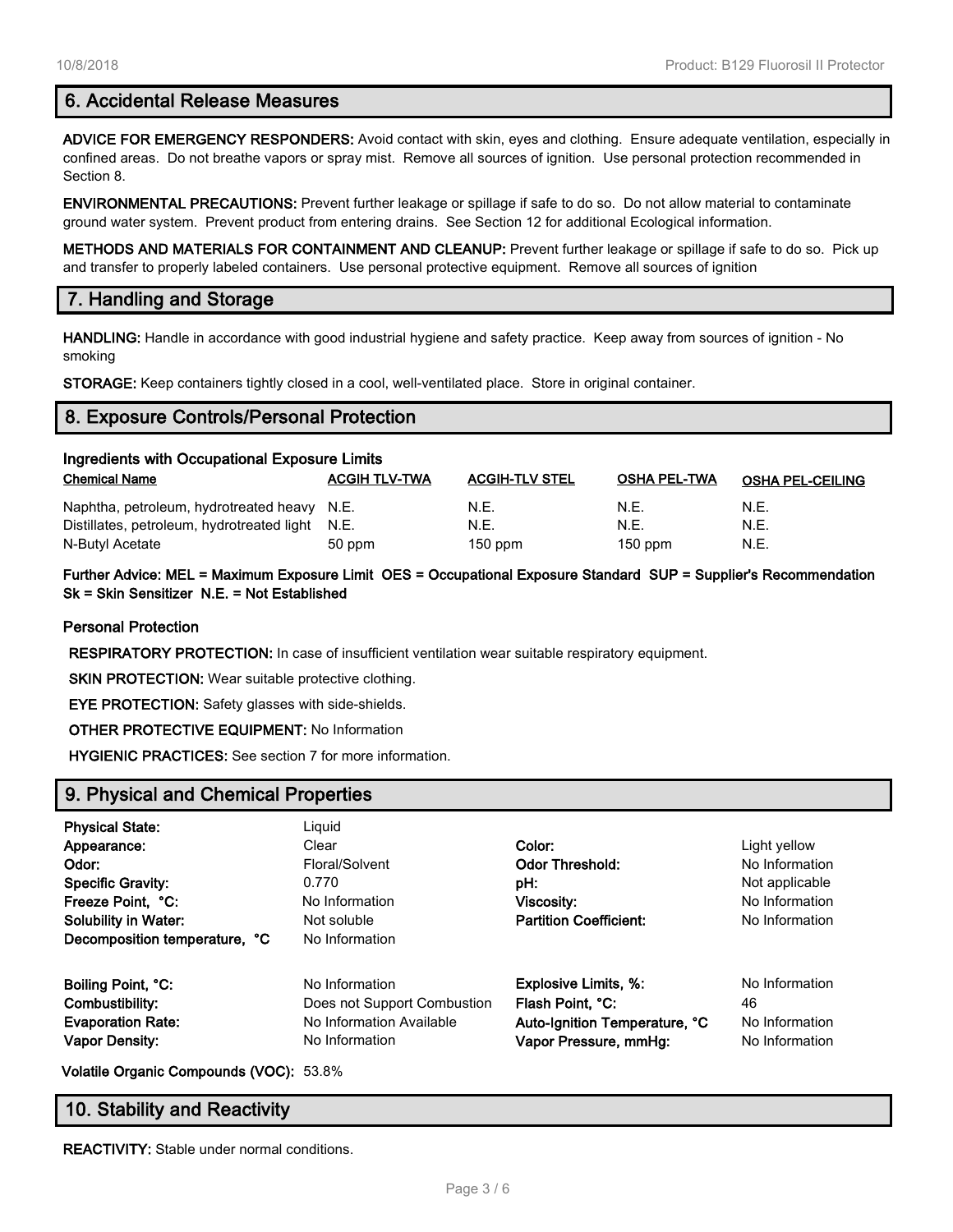## 6. Accidental Release Measures

**ADVICE FOR EMERGENCY RESPONDERS:** Avoid contact with skin, eyes and clothing. Ensure adequate ventilation, especially in confined areas. Do not breathe vapors or spray mist. Remove all sources of ignition. Use personal protection recommended in Section 8.

**ENVIRONMENTAL PRECAUTIONS:** Prevent further leakage or spillage if safe to do so. Do not allow material to contaminate ground water system. Prevent product from entering drains. See Section 12 for additional Ecological information.

**METHODS AND MATERIALS FOR CONTAINMENT AND CLEANUP:** Prevent further leakage or spillage if safe to do so. Pick up and transfer to properly labeled containers. Use personal protective equipment. Remove all sources of ignition

## 7. Handling and Storage

**HANDLING:** Handle in accordance with good industrial hygiene and safety practice. Keep away from sources of ignition - No smoking

**STORAGE:** Keep containers tightly closed in a cool, well-ventilated place. Store in original container.

## 8. Exposure Controls/Personal Protection

**Ingredients with Occupational Exposure Limits**

| Chemical Name | ACGIH TLV-TWA | ACGIH-TLV STEL | OSHA PEL-TWA | OSHA PEL-CEILING |
|---|---|---|---|---|
| Naphtha, petroleum, hydrotreated heavy | N.E. | N.E. | N.E. | N.E. |
| Distillates, petroleum, hydrotreated light | N.E. | N.E. | N.E. | N.E. |
| N-Butyl Acetate | 50 ppm | 150 ppm | 150 ppm | N.E. |

**Further Advice: MEL = Maximum Exposure Limit OES = Occupational Exposure Standard SUP = Supplier's Recommendation Sk = Skin Sensitizer N.E. = Not Established**

**Personal Protection**

**RESPIRATORY PROTECTION:** In case of insufficient ventilation wear suitable respiratory equipment.

**SKIN PROTECTION:** Wear suitable protective clothing.

**EYE PROTECTION:** Safety glasses with side-shields.

**OTHER PROTECTIVE EQUIPMENT:** No Information

**HYGIENIC PRACTICES:** See section 7 for more information.

## 9. Physical and Chemical Properties

| | | | |
|---|---|---|---|
| **Physical State:** | Liquid | | |
| **Appearance:** | Clear | **Color:** | Light yellow |
| **Odor:** | Floral/Solvent | **Odor Threshold:** | No Information |
| **Specific Gravity:** | 0.770 | **pH:** | Not applicable |
| **Freeze Point, °C:** | No Information | **Viscosity:** | No Information |
| **Solubility in Water:** | Not soluble | **Partition Coefficient:** | No Information |
| **Decomposition temperature, °C** | No Information | | |
| **Boiling Point, °C:** | No Information | **Explosive Limits, %:** | No Information |
| **Combustibility:** | Does not Support Combustion | **Flash Point, °C:** | 46 |
| **Evaporation Rate:** | No Information Available | **Auto-Ignition Temperature, °C** | No Information |
| **Vapor Density:** | No Information | **Vapor Pressure, mmHg:** | No Information |

**Volatile Organic Compounds (VOC):** 53.8%

## 10. Stability and Reactivity

**REACTIVITY:** Stable under normal conditions.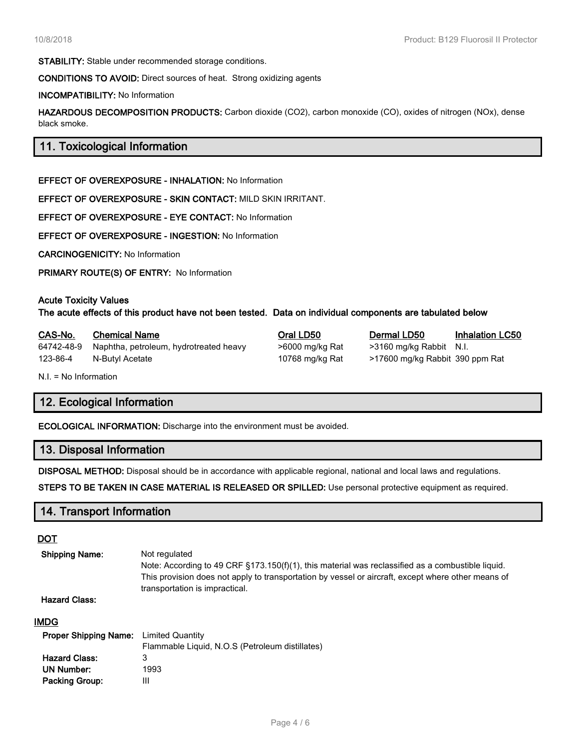**STABILITY:** Stable under recommended storage conditions.

**CONDITIONS TO AVOID:** Direct sources of heat. Strong oxidizing agents

**INCOMPATIBILITY:** No Information

**HAZARDOUS DECOMPOSITION PRODUCTS:** Carbon dioxide ($CO_2$), carbon monoxide (CO), oxides of nitrogen (NOx), dense black smoke.

## 11. Toxicological Information

**EFFECT OF OVEREXPOSURE - INHALATION:** No Information

**EFFECT OF OVEREXPOSURE - SKIN CONTACT:** MILD SKIN IRRITANT.

**EFFECT OF OVEREXPOSURE - EYE CONTACT:** No Information

**EFFECT OF OVEREXPOSURE - INGESTION:** No Information

**CARCINOGENICITY:** No Information

**PRIMARY ROUTE(S) OF ENTRY:** No Information

**Acute Toxicity Values**
**The acute effects of this product have not been tested. Data on individual components are tabulated below**

| CAS-No. | Chemical Name | Oral LD50 | Dermal LD50 | Inhalation LC50 |
|---|---|---|---|---|
| 64742-48-9 | Naphtha, petroleum, hydrotreated heavy | >6000 mg/kg Rat | >3160 mg/kg Rabbit | N.I. |
| 123-86-4 | N-Butyl Acetate | 10768 mg/kg Rat | >17600 mg/kg Rabbit | 390 ppm Rat |

N.I. = No Information

## 12. Ecological Information

**ECOLOGICAL INFORMATION:** Discharge into the environment must be avoided.

## 13. Disposal Information

**DISPOSAL METHOD:** Disposal should be in accordance with applicable regional, national and local laws and regulations.

**STEPS TO BE TAKEN IN CASE MATERIAL IS RELEASED OR SPILLED:** Use personal protective equipment as required.

## 14. Transport Information

**DOT**

**Shipping Name:** Not regulated
Note: According to 49 CRF §173.150(f)(1), this material was reclassified as a combustible liquid. This provision does not apply to transportation by vessel or aircraft, except where other means of transportation is impractical.

**Hazard Class:**

**IMDG**

**Proper Shipping Name:** Limited Quantity
Flammable Liquid, N.O.S (Petroleum distillates)

**Hazard Class:** 3

**UN Number:** 1993

**Packing Group:** III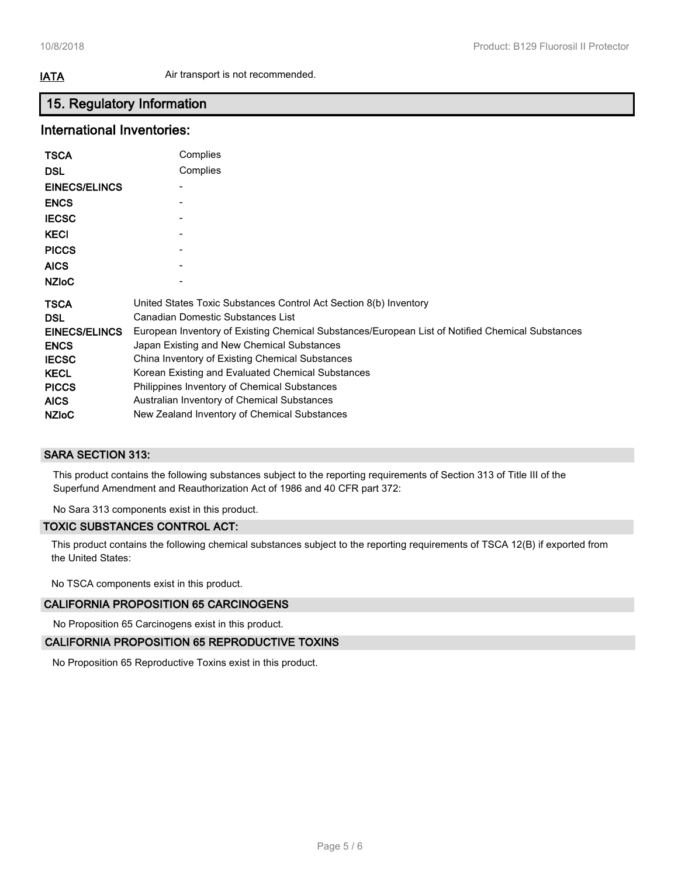**IATA** Air transport is not recommended.

## 15. Regulatory Information

### International Inventories:

| | |
|---|---|
| **TSCA** | Complies |
| **DSL** | Complies |
| **EINECS/ELINCS** | - |
| **ENCS** | - |
| **IECSC** | - |
| **KECI** | - |
| **PICCS** | - |
| **AICS** | - |
| **NZIoC** | - |

| | |
|---|---|
| **TSCA** | United States Toxic Substances Control Act Section 8(b) Inventory |
| **DSL** | Canadian Domestic Substances List |
| **EINECS/ELINCS** | European Inventory of Existing Chemical Substances/European List of Notified Chemical Substances |
| **ENCS** | Japan Existing and New Chemical Substances |
| **IECSC** | China Inventory of Existing Chemical Substances |
| **KECL** | Korean Existing and Evaluated Chemical Substances |
| **PICCS** | Philippines Inventory of Chemical Substances |
| **AICS** | Australian Inventory of Chemical Substances |
| **NZIoC** | New Zealand Inventory of Chemical Substances |

### SARA SECTION 313:

This product contains the following substances subject to the reporting requirements of Section 313 of Title III of the Superfund Amendment and Reauthorization Act of 1986 and 40 CFR part 372:

No Sara 313 components exist in this product.

### TOXIC SUBSTANCES CONTROL ACT:

This product contains the following chemical substances subject to the reporting requirements of TSCA 12(B) if exported from the United States:

No TSCA components exist in this product.

### CALIFORNIA PROPOSITION 65 CARCINOGENS

No Proposition 65 Carcinogens exist in this product.

### CALIFORNIA PROPOSITION 65 REPRODUCTIVE TOXINS

No Proposition 65 Reproductive Toxins exist in this product.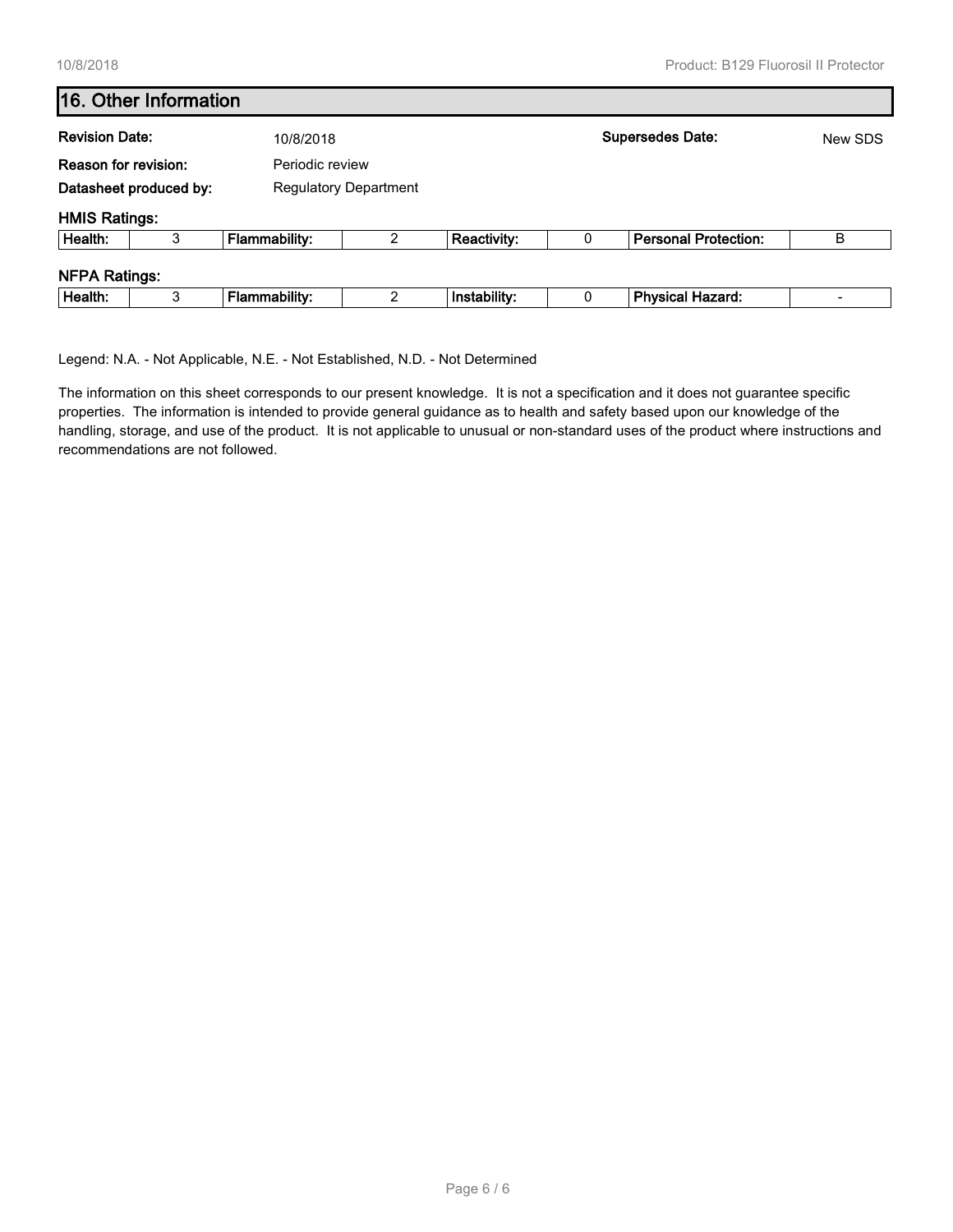## 16. Other Information

**Revision Date:** 10/8/2018 **Supersedes Date:** New SDS

**Reason for revision:** Periodic review

**Datasheet produced by:** Regulatory Department

**HMIS Ratings:**

| | | | | | | | |
|---|---|---|---|---|---|---|---|
| **Health:** | 3 | **Flammability:** | 2 | **Reactivity:** | 0 | **Personal Protection:** | B |

**NFPA Ratings:**

| | | | | | | | |
|---|---|---|---|---|---|---|---|
| **Health:** | 3 | **Flammability:** | 2 | **Instability:** | 0 | **Physical Hazard:** | - |

Legend: N.A. - Not Applicable, N.E. - Not Established, N.D. - Not Determined

The information on this sheet corresponds to our present knowledge. It is not a specification and it does not guarantee specific properties. The information is intended to provide general guidance as to health and safety based upon our knowledge of the handling, storage, and use of the product. It is not applicable to unusual or non-standard uses of the product where instructions and recommendations are not followed.